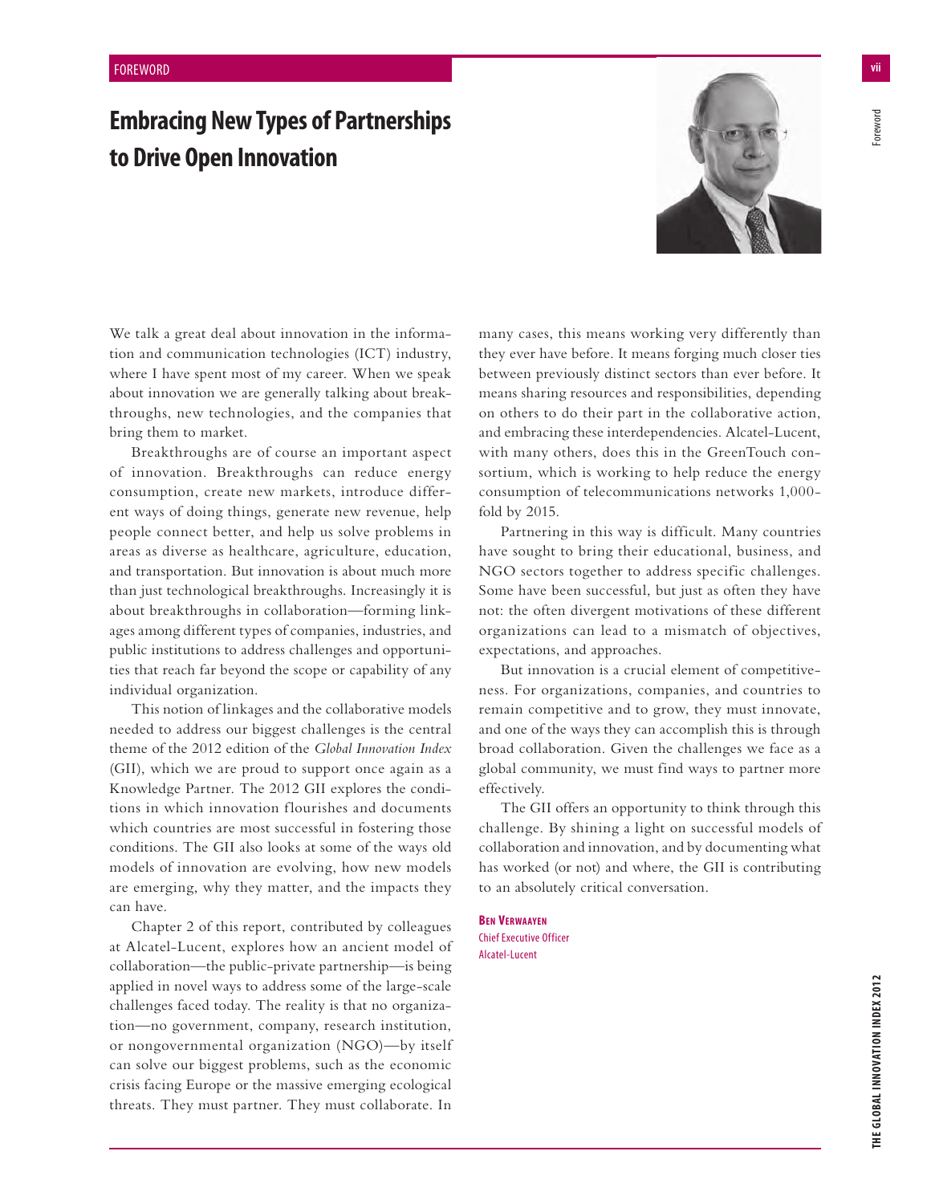FOREWORD

# Embracing New Types of Partnerships to Drive Open Innovation

We talk a great deal about innovation in the information and communication technologies (ICT) industry, where I have spent most of my career. When we speak about innovation we are generally talking about breakthroughs, new technologies, and the companies that bring them to market.

Breakthroughs are of course an important aspect of innovation. Breakthroughs can reduce energy consumption, create new markets, introduce different ways of doing things, generate new revenue, help people connect better, and help us solve problems in areas as diverse as healthcare, agriculture, education, and transportation. But innovation is about much more than just technological breakthroughs. Increasingly it is about breakthroughs in collaboration—forming linkages among different types of companies, industries, and public institutions to address challenges and opportunities that reach far beyond the scope or capability of any individual organization.

This notion of linkages and the collaborative models needed to address our biggest challenges is the central theme of the 2012 edition of the *Global Innovation Index* (GII), which we are proud to support once again as a Knowledge Partner. The 2012 GII explores the conditions in which innovation flourishes and documents which countries are most successful in fostering those conditions. The GII also looks at some of the ways old models of innovation are evolving, how new models are emerging, why they matter, and the impacts they can have.

Chapter 2 of this report, contributed by colleagues at Alcatel-Lucent, explores how an ancient model of collaboration—the public-private partnership—is being applied in novel ways to address some of the large-scale challenges faced today. The reality is that no organization—no government, company, research institution, or nongovernmental organization (NGO)—by itself can solve our biggest problems, such as the economic crisis facing Europe or the massive emerging ecological threats. They must partner. They must collaborate. In many cases, this means working very differently than they ever have before. It means forging much closer ties between previously distinct sectors than ever before. It means sharing resources and responsibilities, depending on others to do their part in the collaborative action, and embracing these interdependencies. Alcatel-Lucent, with many others, does this in the GreenTouch consortium, which is working to help reduce the energy consumption of telecommunications networks 1,000-fold by 2015.

Partnering in this way is difficult. Many countries have sought to bring their educational, business, and NGO sectors together to address specific challenges. Some have been successful, but just as often they have not: the often divergent motivations of these different organizations can lead to a mismatch of objectives, expectations, and approaches.

But innovation is a crucial element of competitiveness. For organizations, companies, and countries to remain competitive and to grow, they must innovate, and one of the ways they can accomplish this is through broad collaboration. Given the challenges we face as a global community, we must find ways to partner more effectively.

The GII offers an opportunity to think through this challenge. By shining a light on successful models of collaboration and innovation, and by documenting what has worked (or not) and where, the GII is contributing to an absolutely critical conversation.

**Ben Verwaayen**
Chief Executive Officer
Alcatel-Lucent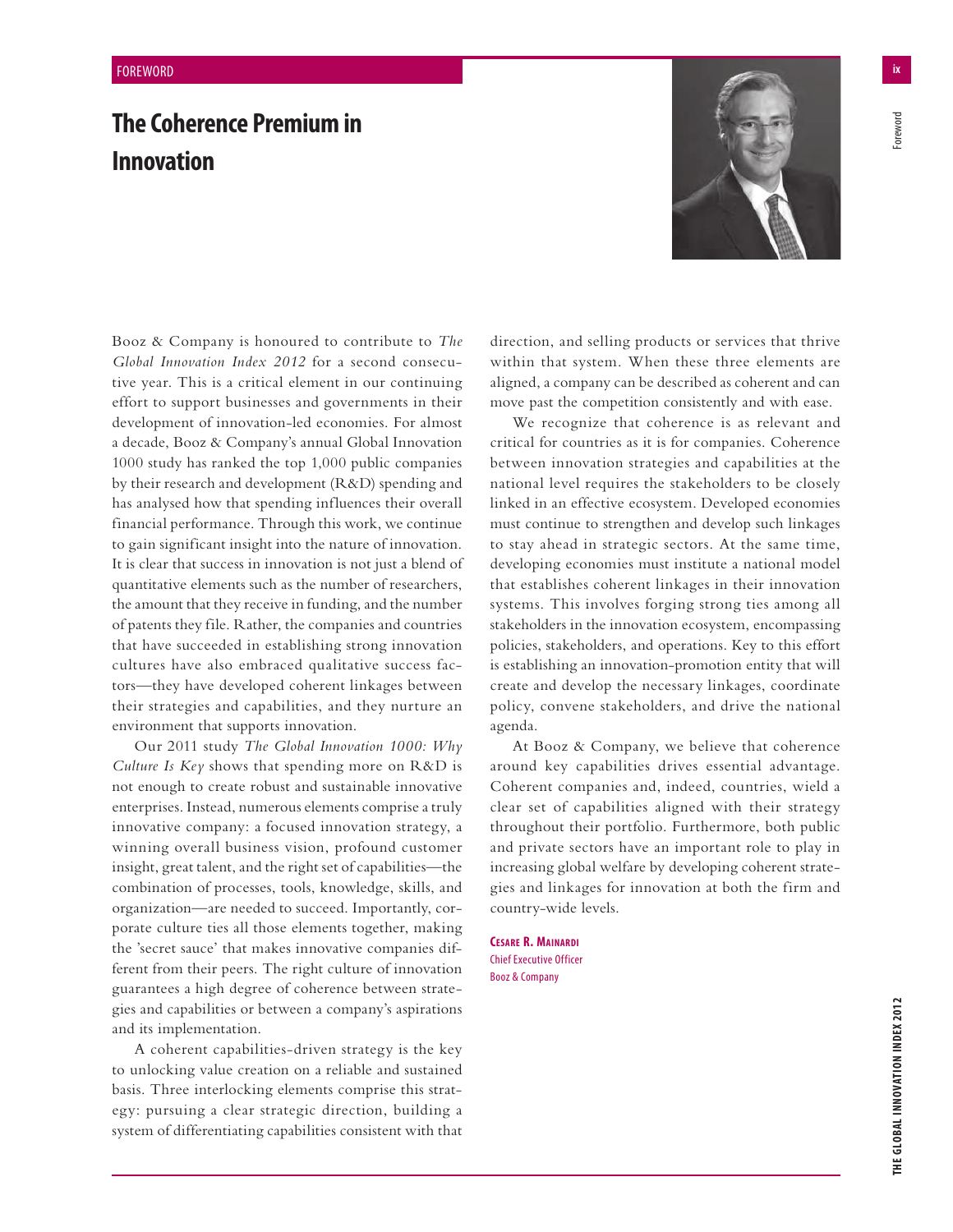FOREWORD

# The Coherence Premium in Innovation

Booz & Company is honoured to contribute to *The Global Innovation Index 2012* for a second consecutive year. This is a critical element in our continuing effort to support businesses and governments in their development of innovation-led economies. For almost a decade, Booz & Company's annual Global Innovation 1000 study has ranked the top 1,000 public companies by their research and development (R&D) spending and has analysed how that spending influences their overall financial performance. Through this work, we continue to gain significant insight into the nature of innovation. It is clear that success in innovation is not just a blend of quantitative elements such as the number of researchers, the amount that they receive in funding, and the number of patents they file. Rather, the companies and countries that have succeeded in establishing strong innovation cultures have also embraced qualitative success factors—they have developed coherent linkages between their strategies and capabilities, and they nurture an environment that supports innovation.

Our 2011 study *The Global Innovation 1000: Why Culture Is Key* shows that spending more on R&D is not enough to create robust and sustainable innovative enterprises. Instead, numerous elements comprise a truly innovative company: a focused innovation strategy, a winning overall business vision, profound customer insight, great talent, and the right set of capabilities—the combination of processes, tools, knowledge, skills, and organization—are needed to succeed. Importantly, corporate culture ties all those elements together, making the 'secret sauce' that makes innovative companies different from their peers. The right culture of innovation guarantees a high degree of coherence between strategies and capabilities or between a company's aspirations and its implementation.

A coherent capabilities-driven strategy is the key to unlocking value creation on a reliable and sustained basis. Three interlocking elements comprise this strategy: pursuing a clear strategic direction, building a system of differentiating capabilities consistent with that direction, and selling products or services that thrive within that system. When these three elements are aligned, a company can be described as coherent and can move past the competition consistently and with ease.

We recognize that coherence is as relevant and critical for countries as it is for companies. Coherence between innovation strategies and capabilities at the national level requires the stakeholders to be closely linked in an effective ecosystem. Developed economies must continue to strengthen and develop such linkages to stay ahead in strategic sectors. At the same time, developing economies must institute a national model that establishes coherent linkages in their innovation systems. This involves forging strong ties among all stakeholders in the innovation ecosystem, encompassing policies, stakeholders, and operations. Key to this effort is establishing an innovation-promotion entity that will create and develop the necessary linkages, coordinate policy, convene stakeholders, and drive the national agenda.

At Booz & Company, we believe that coherence around key capabilities drives essential advantage. Coherent companies and, indeed, countries, wield a clear set of capabilities aligned with their strategy throughout their portfolio. Furthermore, both public and private sectors have an important role to play in increasing global welfare by developing coherent strategies and linkages for innovation at both the firm and country-wide levels.

**Cesare R. Mainardi**
Chief Executive Officer
Booz & Company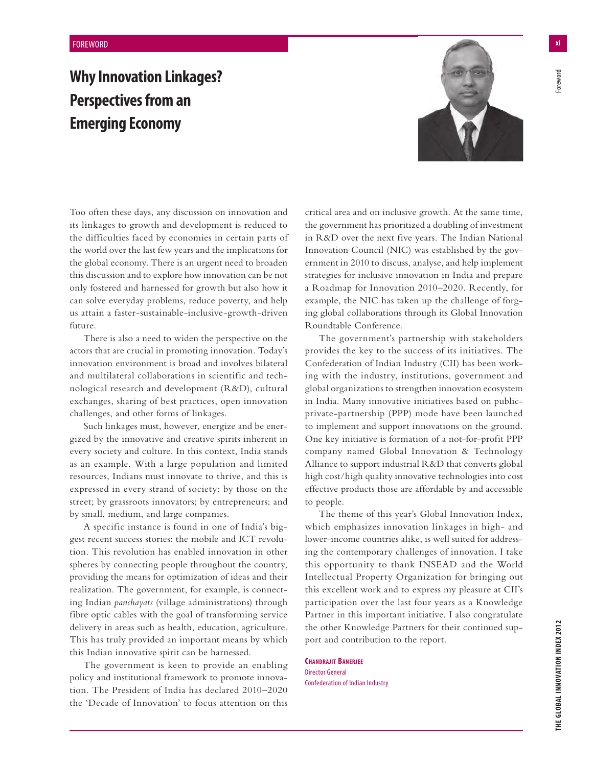FOREWORD

# Why Innovation Linkages? Perspectives from an Emerging Economy

Too often these days, any discussion on innovation and its linkages to growth and development is reduced to the difficulties faced by economies in certain parts of the world over the last few years and the implications for the global economy. There is an urgent need to broaden this discussion and to explore how innovation can be not only fostered and harnessed for growth but also how it can solve everyday problems, reduce poverty, and help us attain a faster-sustainable-inclusive-growth-driven future.

There is also a need to widen the perspective on the actors that are crucial in promoting innovation. Today's innovation environment is broad and involves bilateral and multilateral collaborations in scientific and technological research and development (R&D), cultural exchanges, sharing of best practices, open innovation challenges, and other forms of linkages.

Such linkages must, however, energize and be energized by the innovative and creative spirits inherent in every society and culture. In this context, India stands as an example. With a large population and limited resources, Indians must innovate to thrive, and this is expressed in every strand of society: by those on the street; by grassroots innovators; by entrepreneurs; and by small, medium, and large companies.

A specific instance is found in one of India's biggest recent success stories: the mobile and ICT revolution. This revolution has enabled innovation in other spheres by connecting people throughout the country, providing the means for optimization of ideas and their realization. The government, for example, is connecting Indian *panchayats* (village administrations) through fibre optic cables with the goal of transforming service delivery in areas such as health, education, agriculture. This has truly provided an important means by which this Indian innovative spirit can be harnessed.

The government is keen to provide an enabling policy and institutional framework to promote innovation. The President of India has declared 2010–2020 the 'Decade of Innovation' to focus attention on this critical area and on inclusive growth. At the same time, the government has prioritized a doubling of investment in R&D over the next five years. The Indian National Innovation Council (NIC) was established by the government in 2010 to discuss, analyse, and help implement strategies for inclusive innovation in India and prepare a Roadmap for Innovation 2010–2020. Recently, for example, the NIC has taken up the challenge of forging global collaborations through its Global Innovation Roundtable Conference.

The government's partnership with stakeholders provides the key to the success of its initiatives. The Confederation of Indian Industry (CII) has been working with the industry, institutions, government and global organizations to strengthen innovation ecosystem in India. Many innovative initiatives based on public-private-partnership (PPP) mode have been launched to implement and support innovations on the ground. One key initiative is formation of a not-for-profit PPP company named Global Innovation & Technology Alliance to support industrial R&D that converts global high cost/high quality innovative technologies into cost effective products those are affordable by and accessible to people.

The theme of this year's Global Innovation Index, which emphasizes innovation linkages in high- and lower-income countries alike, is well suited for addressing the contemporary challenges of innovation. I take this opportunity to thank INSEAD and the World Intellectual Property Organization for bringing out this excellent work and to express my pleasure at CII's participation over the last four years as a Knowledge Partner in this important initiative. I also congratulate the other Knowledge Partners for their continued support and contribution to the report.

**Chandrajit Banerjee**
Director General
Confederation of Indian Industry